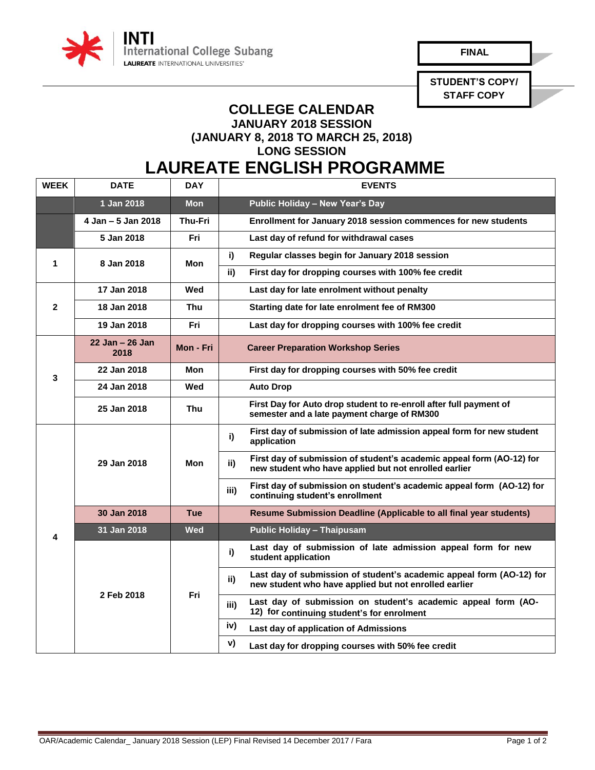INTI International College Subang
LAUREATE INTERNATIONAL UNIVERSITIES

**FINAL**

**STUDENT'S COPY/ STAFF COPY**

# COLLEGE CALENDAR
## JANUARY 2018 SESSION
## (JANUARY 8, 2018 TO MARCH 25, 2018)
## LONG SESSION
# LAUREATE ENGLISH PROGRAMME

| WEEK | DATE | DAY | | EVENTS |
|---|---|---|---|---|
| | 1 Jan 2018 | Mon | | Public Holiday – New Year's Day |
| | 4 Jan – 5 Jan 2018 | Thu-Fri | | Enrollment for January 2018 session commences for new students |
| | 5 Jan 2018 | Fri | | Last day of refund for withdrawal cases |
| 1 | 8 Jan 2018 | Mon | i) | Regular classes begin for January 2018 session |
| | | | ii) | First day for dropping courses with 100% fee credit |
| 2 | 17 Jan 2018 | Wed | | Last day for late enrolment without penalty |
| | 18 Jan 2018 | Thu | | Starting date for late enrolment fee of RM300 |
| | 19 Jan 2018 | Fri | | Last day for dropping courses with 100% fee credit |
| 3 | 22 Jan – 26 Jan 2018 | Mon - Fri | | Career Preparation Workshop Series |
| | 22 Jan 2018 | Mon | | First day for dropping courses with 50% fee credit |
| | 24 Jan 2018 | Wed | | Auto Drop |
| | 25 Jan 2018 | Thu | | First Day for Auto drop student to re-enroll after full payment of semester and a late payment charge of RM300 |
| 4 | 29 Jan 2018 | Mon | i) | First day of submission of late admission appeal form for new student application |
| | | | ii) | First day of submission of student's academic appeal form (AO-12) for new student who have applied but not enrolled earlier |
| | | | iii) | First day of submission on student's academic appeal form (AO-12) for continuing student's enrollment |
| | 30 Jan 2018 | Tue | | Resume Submission Deadline (Applicable to all final year students) |
| | 31 Jan 2018 | Wed | | Public Holiday – Thaipusam |
| | 2 Feb 2018 | Fri | i) | Last day of submission of late admission appeal form for new student application |
| | | | ii) | Last day of submission of student's academic appeal form (AO-12) for new student who have applied but not enrolled earlier |
| | | | iii) | Last day of submission on student's academic appeal form (AO-12) for continuing student's for enrolment |
| | | | iv) | Last day of application of Admissions |
| | | | v) | Last day for dropping courses with 50% fee credit |

OAR/Academic Calendar_ January 2018 Session (LEP) Final Revised 14 December 2017 / Fara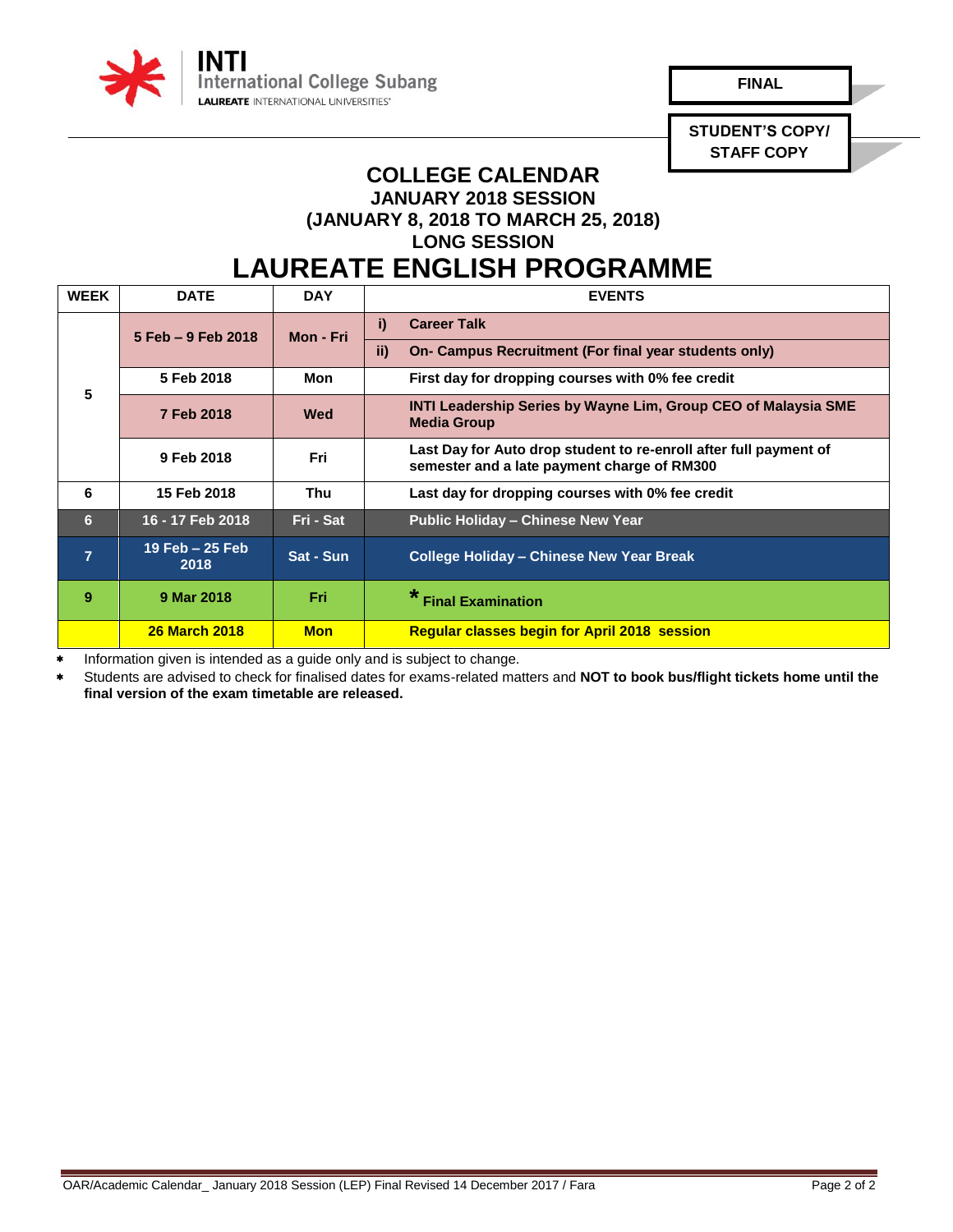INTI International College Subang
LAUREATE INTERNATIONAL UNIVERSITIES

**FINAL**

**STUDENT'S COPY/ STAFF COPY**

# COLLEGE CALENDAR

## JANUARY 2018 SESSION
## (JANUARY 8, 2018 TO MARCH 25, 2018)
## LONG SESSION

# LAUREATE ENGLISH PROGRAMME

| WEEK | DATE | DAY | EVENTS |
|---|---|---|---|
| 5 | 5 Feb – 9 Feb 2018 | Mon - Fri | i) Career Talk<br>ii) On- Campus Recruitment (For final year students only) |
| | 5 Feb 2018 | Mon | First day for dropping courses with 0% fee credit |
| | 7 Feb 2018 | Wed | INTI Leadership Series by Wayne Lim, Group CEO of Malaysia SME Media Group |
| | 9 Feb 2018 | Fri | Last Day for Auto drop student to re-enroll after full payment of semester and a late payment charge of RM300 |
| 6 | 15 Feb 2018 | Thu | Last day for dropping courses with 0% fee credit |
| 6 | 16 - 17 Feb 2018 | Fri - Sat | Public Holiday – Chinese New Year |
| 7 | 19 Feb – 25 Feb 2018 | Sat - Sun | College Holiday – Chinese New Year Break |
| 9 | 9 Mar 2018 | Fri | * Final Examination |
| | 26 March 2018 | Mon | Regular classes begin for April 2018 session |

* Information given is intended as a guide only and is subject to change.
* Students are advised to check for finalised dates for exams-related matters and **NOT to book bus/flight tickets home until the final version of the exam timetable are released.**

OAR/Academic Calendar_ January 2018 Session (LEP) Final Revised 14 December 2017 / Fara